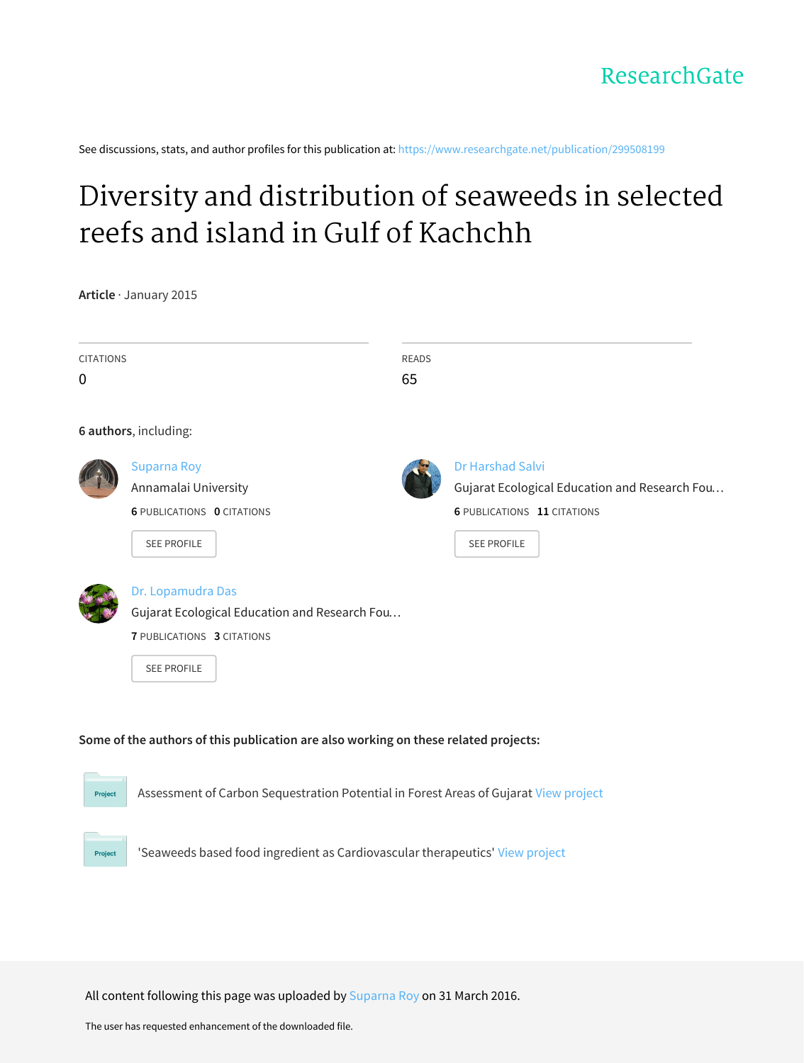ResearchGate

See discussions, stats, and author profiles for this publication at: https://www.researchgate.net/publication/299508199

# Diversity and distribution of seaweeds in selected reefs and island in Gulf of Kachchh

**Article** · January 2015

CITATIONS
0

READS
65

**6 authors**, including:

Suparna Roy
Annamalai University
**6** PUBLICATIONS **0** CITATIONS
SEE PROFILE

Dr Harshad Salvi
Gujarat Ecological Education and Research Fou…
**6** PUBLICATIONS **11** CITATIONS
SEE PROFILE

Dr. Lopamudra Das
Gujarat Ecological Education and Research Fou…
**7** PUBLICATIONS **3** CITATIONS
SEE PROFILE

**Some of the authors of this publication are also working on these related projects:**

Project: Assessment of Carbon Sequestration Potential in Forest Areas of Gujarat View project

Project: 'Seaweeds based food ingredient as Cardiovascular therapeutics' View project

All content following this page was uploaded by Suparna Roy on 31 March 2016.

The user has requested enhancement of the downloaded file.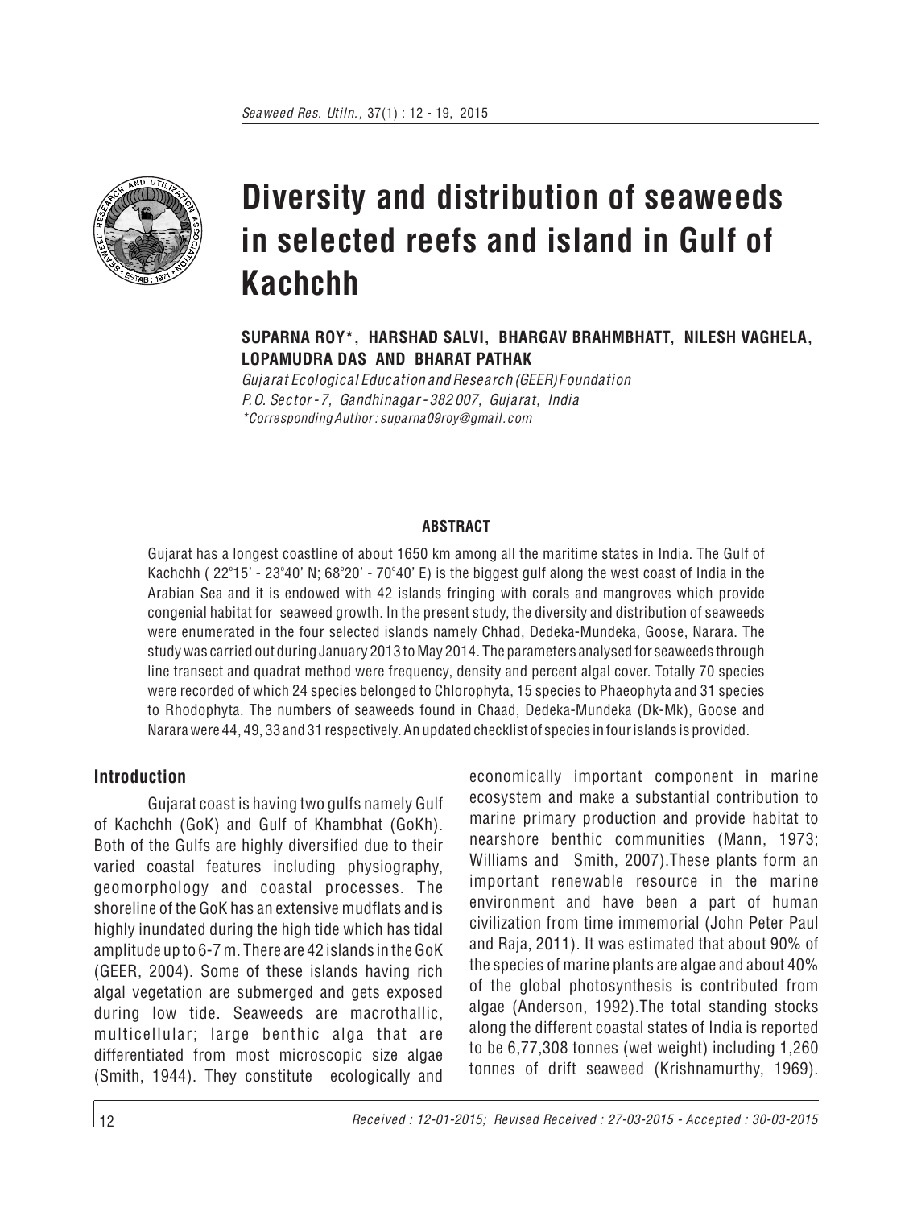# Diversity and distribution of seaweeds in selected reefs and island in Gulf of Kachchh

**SUPARNA ROY\*, HARSHAD SALVI, BHARGAV BRAHMBHATT, NILESH VAGHELA, LOPAMUDRA DAS AND BHARAT PATHAK**

*Gujarat Ecological Education and Research (GEER) Foundation*
*P.O. Sector - 7, Gandhinagar - 382 007, Gujarat, India*
*\*Corresponding Author : suparna09roy@gmail.com*

#### ABSTRACT

Gujarat has a longest coastline of about 1650 km among all the maritime states in India. The Gulf of Kachchh ( 22°15' - 23°40' N; 68°20' - 70°40' E) is the biggest gulf along the west coast of India in the Arabian Sea and it is endowed with 42 islands fringing with corals and mangroves which provide congenial habitat for seaweed growth. In the present study, the diversity and distribution of seaweeds were enumerated in the four selected islands namely Chhad, Dedeka-Mundeka, Goose, Narara. The study was carried out during January 2013 to May 2014. The parameters analysed for seaweeds through line transect and quadrat method were frequency, density and percent algal cover. Totally 70 species were recorded of which 24 species belonged to Chlorophyta, 15 species to Phaeophyta and 31 species to Rhodophyta. The numbers of seaweeds found in Chaad, Dedeka-Mundeka (Dk-Mk), Goose and Narara were 44, 49, 33 and 31 respectively. An updated checklist of species in four islands is provided.

## Introduction

Gujarat coast is having two gulfs namely Gulf of Kachchh (GoK) and Gulf of Khambhat (GoKh). Both of the Gulfs are highly diversified due to their varied coastal features including physiography, geomorphology and coastal processes. The shoreline of the GoK has an extensive mudflats and is highly inundated during the high tide which has tidal amplitude up to 6-7 m. There are 42 islands in the GoK (GEER, 2004). Some of these islands having rich algal vegetation are submerged and gets exposed during low tide. Seaweeds are macrothallic, multicellular; large benthic alga that are differentiated from most microscopic size algae (Smith, 1944). They constitute ecologically and economically important component in marine ecosystem and make a substantial contribution to marine primary production and provide habitat to nearshore benthic communities (Mann, 1973; Williams and Smith, 2007).These plants form an important renewable resource in the marine environment and have been a part of human civilization from time immemorial (John Peter Paul and Raja, 2011). It was estimated that about 90% of the species of marine plants are algae and about 40% of the global photosynthesis is contributed from algae (Anderson, 1992).The total standing stocks along the different coastal states of India is reported to be 6,77,308 tonnes (wet weight) including 1,260 tonnes of drift seaweed (Krishnamurthy, 1969).

*Received : 12-01-2015; Revised Received : 27-03-2015 - Accepted : 30-03-2015*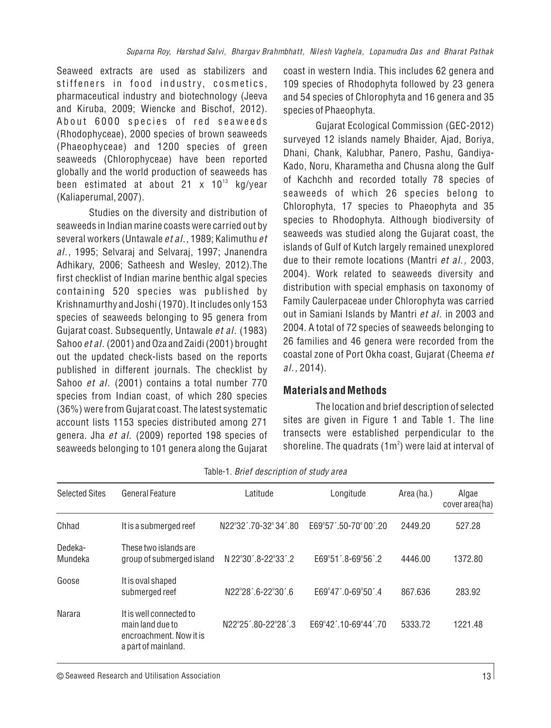Seaweed extracts are used as stabilizers and stiffeners in food industry, cosmetics, pharmaceutical industry and biotechnology (Jeeva and Kiruba, 2009; Wiencke and Bischof, 2012). About 6000 species of red seaweeds (Rhodophyceae), 2000 species of brown seaweeds (Phaeophyceae) and 1200 species of green seaweeds (Chlorophyceae) have been reported globally and the world production of seaweeds has been estimated at about 21 x $10^{13}$ kg/year (Kaliaperumal, 2007).

Studies on the diversity and distribution of seaweeds in Indian marine coasts were carried out by several workers (Untawale *et al.*, 1989; Kalimuthu *et al.*, 1995; Selvaraj and Selvaraj, 1997; Jnanendra Adhikary, 2006; Satheesh and Wesley, 2012).The first checklist of Indian marine benthic algal species containing 520 species was published by Krishnamurthy and Joshi (1970). It includes only 153 species of seaweeds belonging to 95 genera from Gujarat coast. Subsequently, Untawale *et al.* (1983) Sahoo *et al.* (2001) and Oza and Zaidi (2001) brought out the updated check-lists based on the reports published in different journals. The checklist by Sahoo *et al.* (2001) contains a total number 770 species from Indian coast, of which 280 species (36%) were from Gujarat coast. The latest systematic account lists 1153 species distributed among 271 genera. Jha *et al.* (2009) reported 198 species of seaweeds belonging to 101 genera along the Gujarat coast in western India. This includes 62 genera and 109 species of Rhodophyta followed by 23 genera and 54 species of Chlorophyta and 16 genera and 35 species of Phaeophyta.

Gujarat Ecological Commission (GEC-2012) surveyed 12 islands namely Bhaider, Ajad, Boriya, Dhani, Chank, Kalubhar, Panero, Pashu, Gandiya-Kado, Noru, Kharametha and Chusna along the Gulf of Kachchh and recorded totally 78 species of seaweeds of which 26 species belong to Chlorophyta, 17 species to Phaeophyta and 35 species to Rhodophyta. Although biodiversity of seaweeds was studied along the Gujarat coast, the islands of Gulf of Kutch largely remained unexplored due to their remote locations (Mantri *et al.,* 2003, 2004). Work related to seaweeds diversity and distribution with special emphasis on taxonomy of Family Caulerpaceae under Chlorophyta was carried out in Samiani Islands by Mantri *et al.* in 2003 and 2004. A total of 72 species of seaweeds belonging to 26 families and 46 genera were recorded from the coastal zone of Port Okha coast, Gujarat (Cheema *et al.,* 2014).

## Materials and Methods

The location and brief description of selected sites are given in Figure 1 and Table 1. The line transects were established perpendicular to the shoreline. The quadrats ($1m^2$) were laid at interval of

Table-1. *Brief description of study area*

| Selected Sites | General Feature | Latitude | Longitude | Area (ha.) | Algae cover area(ha) |
|---|---|---|---|---|---|
| Chhad | It is a submerged reef | N22°32´.70-32° 34´.80 | E69°57´.50-70° 00´.20 | 2449.20 | 527.28 |
| Dedeka-Mundeka | These two islands are group of submerged island | N 22°30´.8-22°33´.2 | E69°51´.8-69°56´.2 | 4446.00 | 1372.80 |
| Goose | It is oval shaped submerged reef | N22°28´.6-22°30´.6 | E69°47´.0-69°50´.4 | 867.636 | 283.92 |
| Narara | It is well connected to main land due to encroachment. Now it is a part of mainland. | N22°25´.80-22°28´.3 | E69°42´.10-69°44´.70 | 5333.72 | 1221.48 |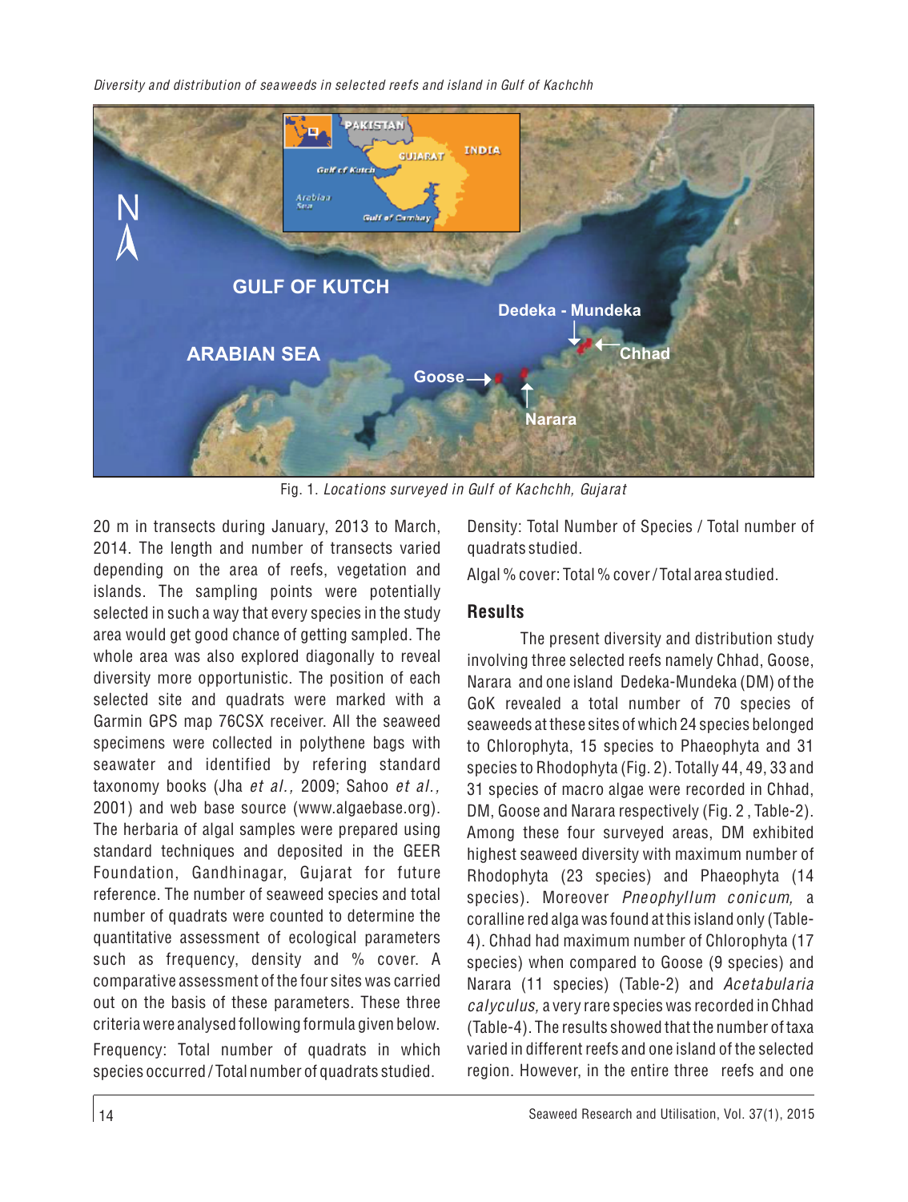Fig. 1. *Locations surveyed in Gulf of Kachchh, Gujarat*

20 m in transects during January, 2013 to March, 2014. The length and number of transects varied depending on the area of reefs, vegetation and islands. The sampling points were potentially selected in such a way that every species in the study area would get good chance of getting sampled. The whole area was also explored diagonally to reveal diversity more opportunistic. The position of each selected site and quadrats were marked with a Garmin GPS map 76CSX receiver. All the seaweed specimens were collected in polythene bags with seawater and identified by refering standard taxonomy books (Jha *et al.,* 2009; Sahoo *et al.,* 2001) and web base source (www.algaebase.org). The herbaria of algal samples were prepared using standard techniques and deposited in the GEER Foundation, Gandhinagar, Gujarat for future reference. The number of seaweed species and total number of quadrats were counted to determine the quantitative assessment of ecological parameters such as frequency, density and % cover. A comparative assessment of the four sites was carried out on the basis of these parameters. These three criteria were analysed following formula given below.

Frequency: Total number of quadrats in which species occurred / Total number of quadrats studied.

Density: Total Number of Species / Total number of quadrats studied.

Algal % cover: Total % cover / Total area studied.

## Results

The present diversity and distribution study involving three selected reefs namely Chhad, Goose, Narara and one island Dedeka-Mundeka (DM) of the GoK revealed a total number of 70 species of seaweeds at these sites of which 24 species belonged to Chlorophyta, 15 species to Phaeophyta and 31 species to Rhodophyta (Fig. 2). Totally 44, 49, 33 and 31 species of macro algae were recorded in Chhad, DM, Goose and Narara respectively (Fig. 2 , Table-2). Among these four surveyed areas, DM exhibited highest seaweed diversity with maximum number of Rhodophyta (23 species) and Phaeophyta (14 species). Moreover *Pneophyllum conicum,* a coralline red alga was found at this island only (Table-4). Chhad had maximum number of Chlorophyta (17 species) when compared to Goose (9 species) and Narara (11 species) (Table-2) and *Acetabularia calyculus,* a very rare species was recorded in Chhad (Table-4). The results showed that the number of taxa varied in different reefs and one island of the selected region. However, in the entire three reefs and one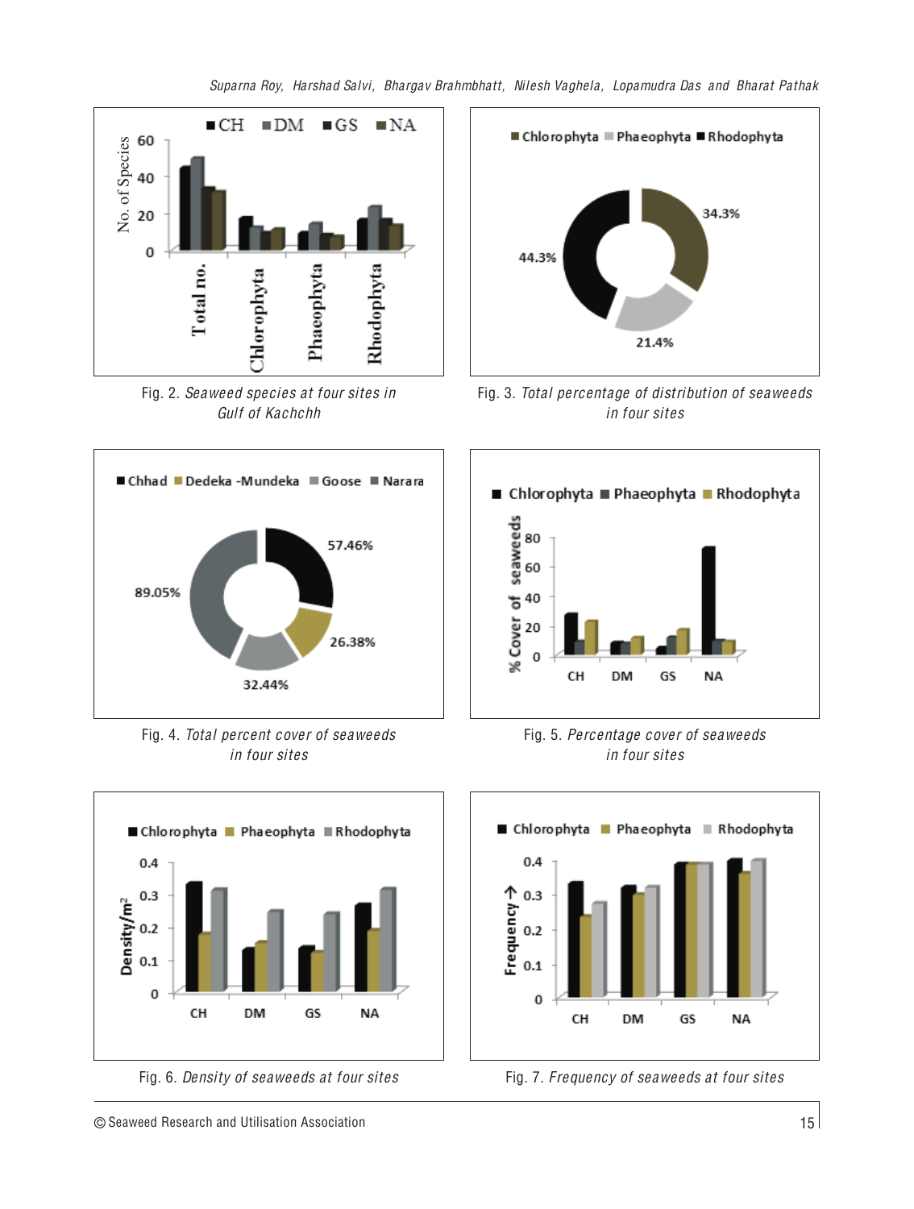Fig. 2. *Seaweed species at four sites in Gulf of Kachchh*

Fig. 3. *Total percentage of distribution of seaweeds in four sites*

Fig. 4. *Total percent cover of seaweeds in four sites*

Fig. 5. *Percentage cover of seaweeds in four sites*

Fig. 6. *Density of seaweeds at four sites*

Fig. 7. *Frequency of seaweeds at four sites*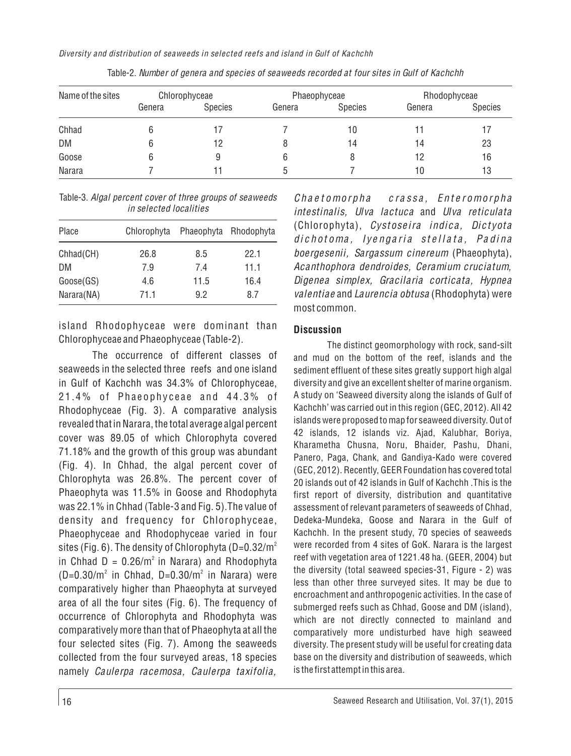Table-2. *Number of genera and species of seaweeds recorded at four sites in Gulf of Kachchh*

| Name of the sites | Chlorophyceae | | Phaeophyceae | | Rhodophyceae | |
|---|---|---|---|---|---|---|
| | Genera | Species | Genera | Species | Genera | Species |
| Chhad | 6 | 17 | 7 | 10 | 11 | 17 |
| DM | 6 | 12 | 8 | 14 | 14 | 23 |
| Goose | 6 | 9 | 6 | 8 | 12 | 16 |
| Narara | 7 | 11 | 5 | 7 | 10 | 13 |

Table-3. *Algal percent cover of three groups of seaweeds in selected localities*

| Place | Chlorophyta | Phaeophyta | Rhodophyta |
|---|---|---|---|
| Chhad(CH) | 26.8 | 8.5 | 22.1 |
| DM | 7.9 | 7.4 | 11.1 |
| Goose(GS) | 4.6 | 11.5 | 16.4 |
| Narara(NA) | 71.1 | 9.2 | 8.7 |

island Rhodophyceae were dominant than Chlorophyceae and Phaeophyceae (Table-2).

The occurrence of different classes of seaweeds in the selected three reefs and one island in Gulf of Kachchh was 34.3% of Chlorophyceae, 21.4% of Phaeophyceae and 44.3% of Rhodophyceae (Fig. 3). A comparative analysis revealed that in Narara, the total average algal percent cover was 89.05 of which Chlorophyta covered 71.18% and the growth of this group was abundant (Fig. 4). In Chhad, the algal percent cover of Chlorophyta was 26.8%. The percent cover of Phaeophyta was 11.5% in Goose and Rhodophyta was 22.1% in Chhad (Table-3 and Fig. 5). The value of density and frequency for Chlorophyceae, Phaeophyceae and Rhodophyceae varied in four sites (Fig. 6). The density of Chlorophyta ($D=0.32/m^2$ in Chhad $D = 0.26/m^2$ in Narara) and Rhodophyta ($D=0.30/m^2$ in Chhad, $D=0.30/m^2$ in Narara) were comparatively higher than Phaeophyta at surveyed area of all the four sites (Fig. 6). The frequency of occurrence of Chlorophyta and Rhodophyta was comparatively more than that of Phaeophyta at all the four selected sites (Fig. 7). Among the seaweeds collected from the four surveyed areas, 18 species namely *Caulerpa racemosa, Caulerpa taxifolia, Chaetomorpha crassa, Enteromorpha intestinalis, Ulva lactuca* and *Ulva reticulata* (Chlorophyta), *Cystoseira indica, Dictyota dichotoma, Iyengaria stellata, Padina boergesenii, Sargassum cinereum* (Phaeophyta), *Acanthophora dendroides, Ceramium cruciatum, Digenea simplex, Gracilaria corticata, Hypnea valentiae* and *Laurencia obtusa* (Rhodophyta) were most common.

## Discussion

The distinct geomorphology with rock, sand-silt and mud on the bottom of the reef, islands and the sediment effluent of these sites greatly support high algal diversity and give an excellent shelter of marine organism. A study on 'Seaweed diversity along the islands of Gulf of Kachchh' was carried out in this region (GEC, 2012). All 42 islands were proposed to map for seaweed diversity. Out of 42 islands, 12 islands viz. Ajad, Kalubhar, Boriya, Kharametha Chusna, Noru, Bhaider, Pashu, Dhani, Panero, Paga, Chank, and Gandiya-Kado were covered (GEC, 2012). Recently, GEER Foundation has covered total 20 islands out of 42 islands in Gulf of Kachchh .This is the first report of diversity, distribution and quantitative assessment of relevant parameters of seaweeds of Chhad, Dedeka-Mundeka, Goose and Narara in the Gulf of Kachchh. In the present study, 70 species of seaweeds were recorded from 4 sites of GoK. Narara is the largest reef with vegetation area of 1221.48 ha. (GEER, 2004) but the diversity (total seaweed species-31, Figure - 2) was less than other three surveyed sites. It may be due to encroachment and anthropogenic activities. In the case of submerged reefs such as Chhad, Goose and DM (island), which are not directly connected to mainland and comparatively more undisturbed have high seaweed diversity. The present study will be useful for creating data base on the diversity and distribution of seaweeds, which is the first attempt in this area.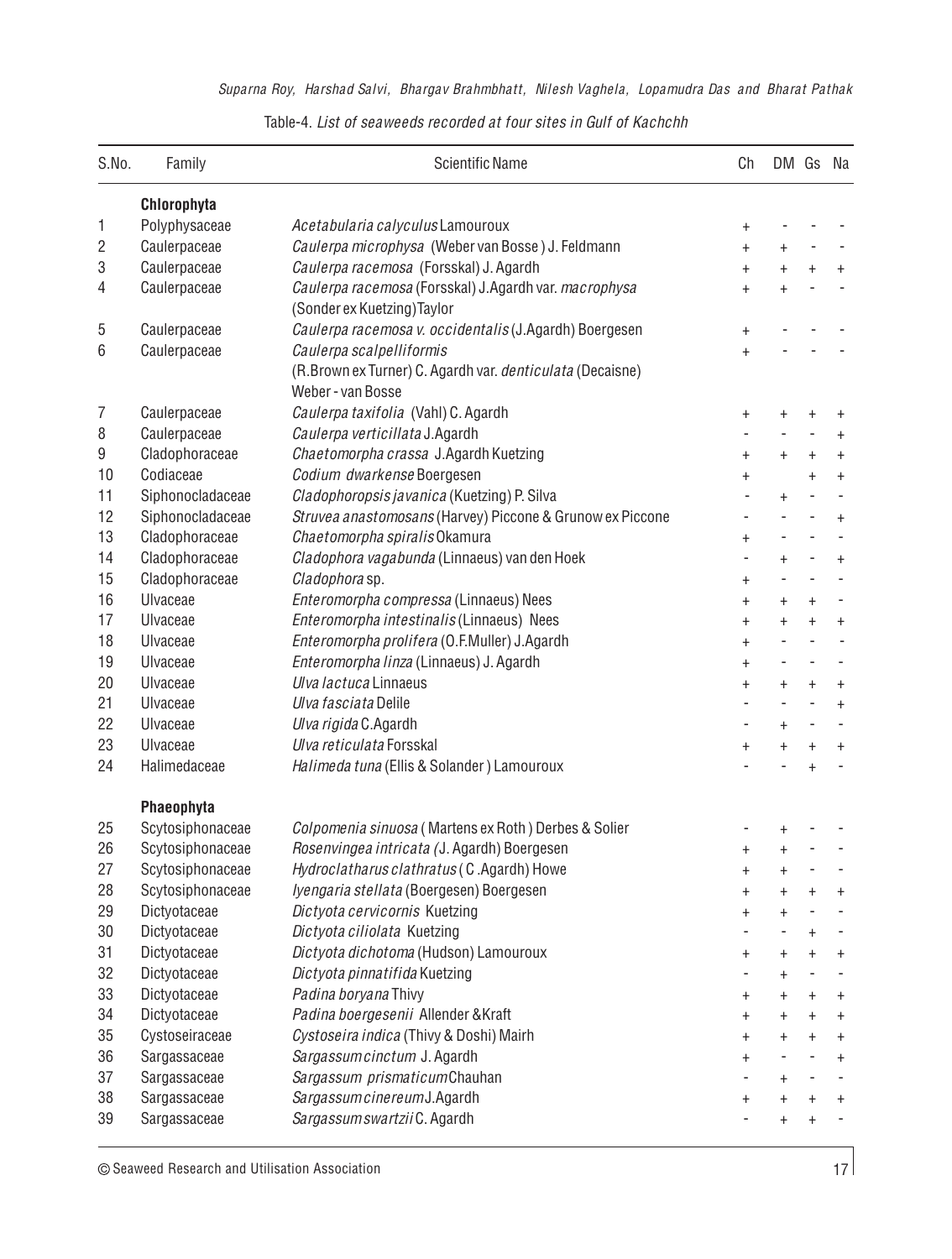Table-4. *List of seaweeds recorded at four sites in Gulf of Kachchh*

| S.No. | Family | Scientific Name | Ch | DM | Gs | Na |
|---|---|---|---|---|---|---|
| | **Chlorophyta** | | | | | |
| 1 | Polyphysaceae | *Acetabularia calyculus* Lamouroux | + | - | - | - |
| 2 | Caulerpaceae | *Caulerpa microphysa* (Weber van Bosse ) J. Feldmann | + | + | - | - |
| 3 | Caulerpaceae | *Caulerpa racemosa* (Forsskal) J. Agardh | + | + | + | + |
| 4 | Caulerpaceae | *Caulerpa racemosa* (Forsskal) J.Agardh var. *macrophysa* (Sonder ex Kuetzing)Taylor | + | + | - | - |
| 5 | Caulerpaceae | *Caulerpa racemosa v. occidentalis* (J.Agardh) Boergesen | + | - | - | - |
| 6 | Caulerpaceae | *Caulerpa scalpelliformis* (R.Brown ex Turner) C. Agardh var. *denticulata* (Decaisne) Weber - van Bosse | + | - | - | - |
| 7 | Caulerpaceae | *Caulerpa taxifolia* (Vahl) C. Agardh | + | + | + | + |
| 8 | Caulerpaceae | *Caulerpa verticillata* J.Agardh | - | - | - | + |
| 9 | Cladophoraceae | *Chaetomorpha crassa* J.Agardh Kuetzing | + | + | + | + |
| 10 | Codiaceae | *Codium dwarkense* Boergesen | + | | + | + |
| 11 | Siphonocladaceae | *Cladophoropsis javanica* (Kuetzing) P. Silva | - | + | - | - |
| 12 | Siphonocladaceae | *Struvea anastomosans* (Harvey) Piccone & Grunow ex Piccone | - | - | - | + |
| 13 | Cladophoraceae | *Chaetomorpha spiralis* Okamura | + | - | - | - |
| 14 | Cladophoraceae | *Cladophora vagabunda* (Linnaeus) van den Hoek | - | + | - | + |
| 15 | Cladophoraceae | *Cladophora* sp. | + | - | - | - |
| 16 | Ulvaceae | *Enteromorpha compressa* (Linnaeus) Nees | + | + | + | - |
| 17 | Ulvaceae | *Enteromorpha intestinalis* (Linnaeus) Nees | + | + | + | + |
| 18 | Ulvaceae | *Enteromorpha prolifera* (O.F.Muller) J.Agardh | + | - | - | - |
| 19 | Ulvaceae | *Enteromorpha linza* (Linnaeus) J. Agardh | + | - | - | - |
| 20 | Ulvaceae | *Ulva lactuca* Linnaeus | + | + | + | + |
| 21 | Ulvaceae | *Ulva fasciata* Delile | - | - | - | + |
| 22 | Ulvaceae | *Ulva rigida* C.Agardh | - | + | - | - |
| 23 | Ulvaceae | *Ulva reticulata* Forsskal | + | + | + | + |
| 24 | Halimedaceae | *Halimeda tuna* (Ellis & Solander ) Lamouroux | - | - | + | - |
| | **Phaeophyta** | | | | | |
| 25 | Scytosiphonaceae | *Colpomenia sinuosa* ( Martens ex Roth ) Derbes & Solier | - | + | - | - |
| 26 | Scytosiphonaceae | *Rosenvingea intricata (*J. Agardh) Boergesen | + | + | - | - |
| 27 | Scytosiphonaceae | *Hydroclatharus clathratus* ( C .Agardh) Howe | + | + | - | - |
| 28 | Scytosiphonaceae | *Iyengaria stellata* (Boergesen) Boergesen | + | + | + | + |
| 29 | Dictyotaceae | *Dictyota cervicornis* Kuetzing | + | + | - | - |
| 30 | Dictyotaceae | *Dictyota ciliolata* Kuetzing | - | - | + | - |
| 31 | Dictyotaceae | *Dictyota dichotoma* (Hudson) Lamouroux | + | + | + | + |
| 32 | Dictyotaceae | *Dictyota pinnatifida* Kuetzing | - | + | - | - |
| 33 | Dictyotaceae | *Padina boryana* Thivy | + | + | + | + |
| 34 | Dictyotaceae | *Padina boergesenii* Allender &Kraft | + | + | + | + |
| 35 | Cystoseiraceae | *Cystoseira indica* (Thivy & Doshi) Mairh | + | + | + | + |
| 36 | Sargassaceae | *Sargassum cinctum* J. Agardh | + | - | - | + |
| 37 | Sargassaceae | *Sargassum prismaticum* Chauhan | - | + | - | - |
| 38 | Sargassaceae | *Sargassum cinereum* J.Agardh | + | + | + | + |
| 39 | Sargassaceae | *Sargassum swartzii* C. Agardh | - | + | + | - |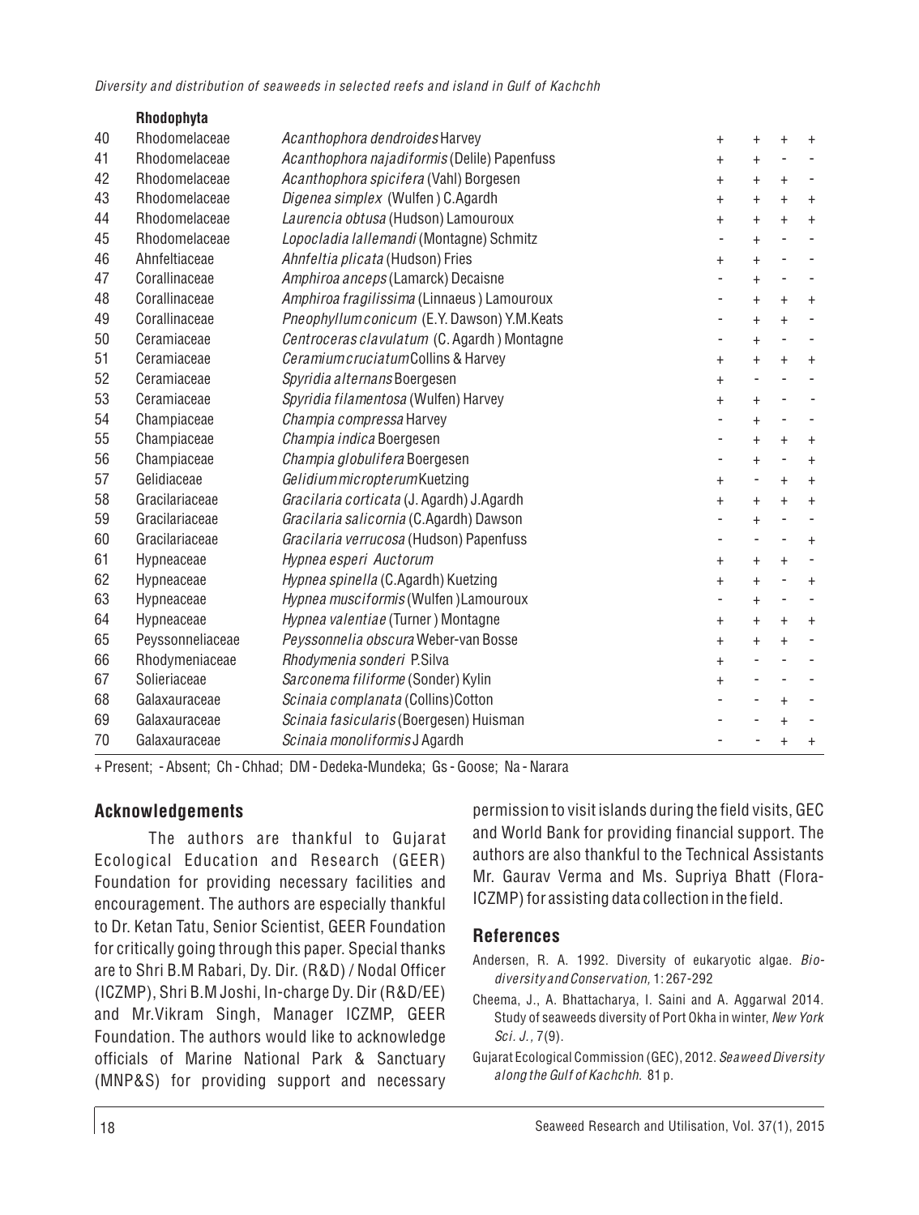| | | | | | | |
|---|---|---|---|---|---|---|
| | **Rhodophyta** | | | | | |
| 40 | Rhodomelaceae | *Acanthophora dendroides* Harvey | + | + | + | + |
| 41 | Rhodomelaceae | *Acanthophora najadiformis* (Delile) Papenfuss | + | + | - | - |
| 42 | Rhodomelaceae | *Acanthophora spicifera* (Vahl) Borgesen | + | + | + | - |
| 43 | Rhodomelaceae | *Digenea simplex* (Wulfen ) C.Agardh | + | + | + | + |
| 44 | Rhodomelaceae | *Laurencia obtusa* (Hudson) Lamouroux | + | + | + | + |
| 45 | Rhodomelaceae | *Lopocladia lallemandi* (Montagne) Schmitz | - | + | - | - |
| 46 | Ahnfeltiaceae | *Ahnfeltia plicata* (Hudson) Fries | + | + | - | - |
| 47 | Corallinaceae | *Amphiroa anceps* (Lamarck) Decaisne | - | + | - | - |
| 48 | Corallinaceae | *Amphiroa fragilissima* (Linnaeus ) Lamouroux | - | + | + | + |
| 49 | Corallinaceae | *Pneophyllum conicum* (E.Y. Dawson) Y.M.Keats | - | + | + | - |
| 50 | Ceramiaceae | *Centroceras clavulatum* (C. Agardh ) Montagne | - | + | - | - |
| 51 | Ceramiaceae | *Ceramium cruciatum* Collins & Harvey | + | + | + | + |
| 52 | Ceramiaceae | *Spyridia alternans* Boergesen | + | - | - | - |
| 53 | Ceramiaceae | *Spyridia filamentosa* (Wulfen) Harvey | + | + | - | - |
| 54 | Champiaceae | *Champia compressa* Harvey | - | + | - | - |
| 55 | Champiaceae | *Champia indica* Boergesen | - | + | + | + |
| 56 | Champiaceae | *Champia globulifera* Boergesen | - | + | - | + |
| 57 | Gelidiaceae | *Gelidium micropterum* Kuetzing | + | - | + | + |
| 58 | Gracilariaceae | *Gracilaria corticata* (J. Agardh) J.Agardh | + | + | + | + |
| 59 | Gracilariaceae | *Gracilaria salicornia* (C.Agardh) Dawson | - | + | - | - |
| 60 | Gracilariaceae | *Gracilaria verrucosa* (Hudson) Papenfuss | - | - | - | + |
| 61 | Hypneaceae | *Hypnea esperi Auctorum* | + | + | + | - |
| 62 | Hypneaceae | *Hypnea spinella* (C.Agardh) Kuetzing | + | + | - | + |
| 63 | Hypneaceae | *Hypnea musciformis* (Wulfen )Lamouroux | - | + | - | - |
| 64 | Hypneaceae | *Hypnea valentiae* (Turner ) Montagne | + | + | + | + |
| 65 | Peyssonneliaceae | *Peyssonnelia obscura* Weber-van Bosse | + | + | + | - |
| 66 | Rhodymeniaceae | *Rhodymenia sonderi* P.Silva | + | - | - | - |
| 67 | Solieriaceae | *Sarconema filiforme* (Sonder) Kylin | + | - | - | - |
| 68 | Galaxauraceae | *Scinaia complanata* (Collins)Cotton | - | - | + | - |
| 69 | Galaxauraceae | *Scinaia fasicularis* (Boergesen) Huisman | - | - | + | - |
| 70 | Galaxauraceae | *Scinaia monoliformis* J Agardh | - | - | + | + |

+ Present; - Absent; Ch - Chhad; DM - Dedeka-Mundeka; Gs - Goose; Na - Narara

## Acknowledgements

The authors are thankful to Gujarat Ecological Education and Research (GEER) Foundation for providing necessary facilities and encouragement. The authors are especially thankful to Dr. Ketan Tatu, Senior Scientist, GEER Foundation for critically going through this paper. Special thanks are to Shri B.M Rabari, Dy. Dir. (R&D) / Nodal Officer (ICZMP), Shri B.M Joshi, In-charge Dy. Dir (R&D/EE) and Mr.Vikram Singh, Manager ICZMP, GEER Foundation. The authors would like to acknowledge officials of Marine National Park & Sanctuary (MNP&S) for providing support and necessary permission to visit islands during the field visits, GEC and World Bank for providing financial support. The authors are also thankful to the Technical Assistants Mr. Gaurav Verma and Ms. Supriya Bhatt (Flora-ICZMP) for assisting data collection in the field.

## References

Andersen, R. A. 1992. Diversity of eukaryotic algae. *Biodiversity and Conservation,* 1: 267-292

Cheema, J., A. Bhattacharya, I. Saini and A. Aggarwal 2014. Study of seaweeds diversity of Port Okha in winter, *New York Sci. J.*, 7(9).

Gujarat Ecological Commission (GEC), 2012. *Seaweed Diversity along the Gulf of Kachchh.* 81 p.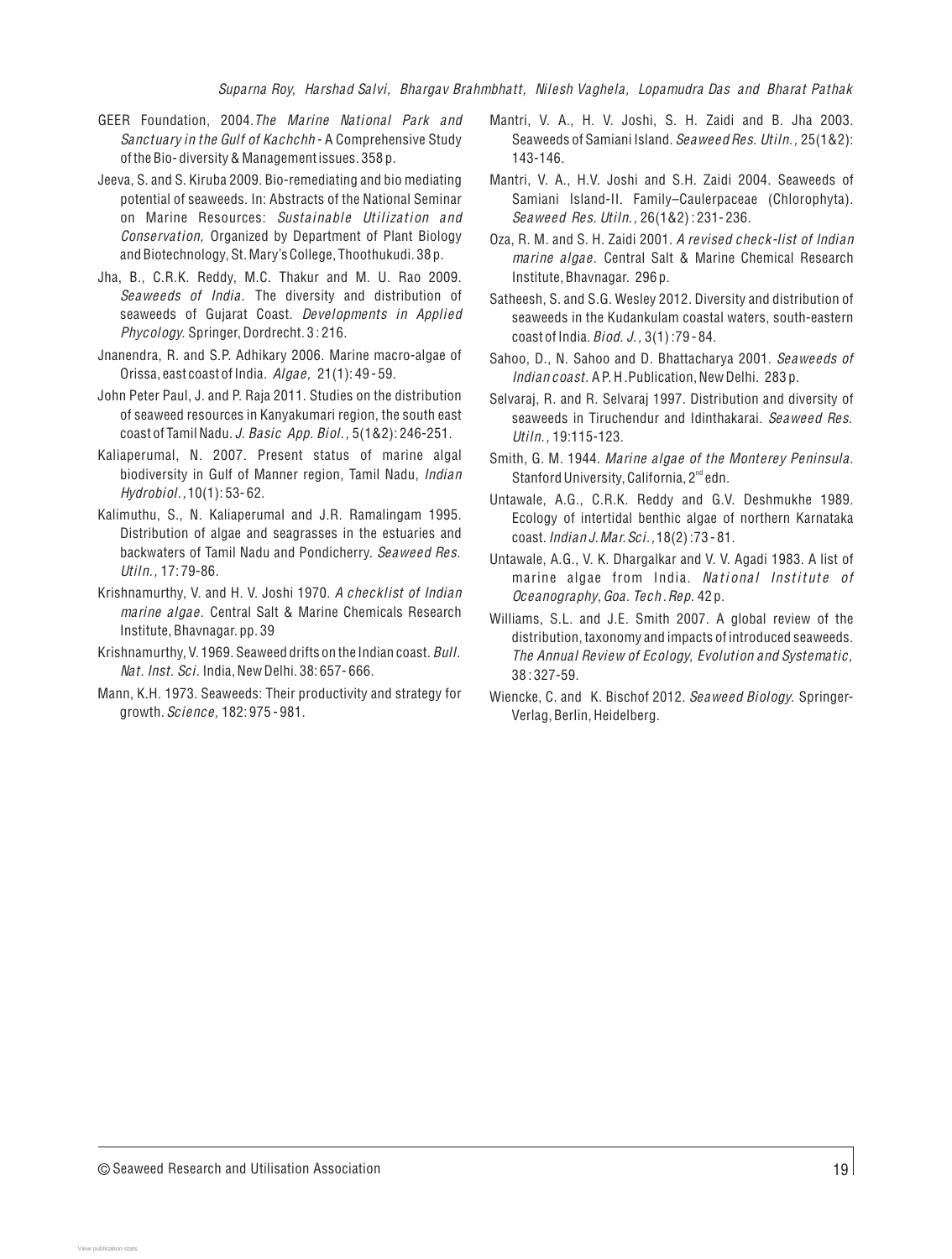GEER Foundation, 2004. *The Marine National Park and Sanctuary in the Gulf of Kachchh* - A Comprehensive Study of the Bio- diversity & Management issues. 358 p.

Jeeva, S. and S. Kiruba 2009. Bio-remediating and bio mediating potential of seaweeds. In: Abstracts of the National Seminar on Marine Resources: *Sustainable Utilization and Conservation,* Organized by Department of Plant Biology and Biotechnology, St. Mary's College, Thoothukudi. 38 p.

Jha, B., C.R.K. Reddy, M.C. Thakur and M. U. Rao 2009. *Seaweeds of India.* The diversity and distribution of seaweeds of Gujarat Coast. *Developments in Applied Phycology.* Springer, Dordrecht. 3 : 216.

Jnanendra, R. and S.P. Adhikary 2006. Marine macro-algae of Orissa, east coast of India. *Algae,* 21(1): 49 - 59.

John Peter Paul, J. and P. Raja 2011. Studies on the distribution of seaweed resources in Kanyakumari region, the south east coast of Tamil Nadu. *J. Basic App. Biol.,* 5(1&2): 246-251.

Kaliaperumal, N. 2007. Present status of marine algal biodiversity in Gulf of Manner region, Tamil Nadu, *Indian Hydrobiol.,* 10(1): 53- 62.

Kalimuthu, S., N. Kaliaperumal and J.R. Ramalingam 1995. Distribution of algae and seagrasses in the estuaries and backwaters of Tamil Nadu and Pondicherry. *Seaweed Res. Utiln.,* 17: 79-86.

Krishnamurthy, V. and H. V. Joshi 1970. *A checklist of Indian marine algae.* Central Salt & Marine Chemicals Research Institute, Bhavnagar. pp. 39

Krishnamurthy, V. 1969. Seaweed drifts on the Indian coast. *Bull. Nat. Inst. Sci.* India, New Delhi. 38: 657- 666.

Mann, K.H. 1973. Seaweeds: Their productivity and strategy for growth. *Science,* 182: 975 - 981.

Mantri, V. A., H. V. Joshi, S. H. Zaidi and B. Jha 2003. Seaweeds of Samiani Island. *Seaweed Res. Utiln.,* 25(1&2): 143-146.

Mantri, V. A., H.V. Joshi and S.H. Zaidi 2004. Seaweeds of Samiani Island-II. Family–Caulerpaceae (Chlorophyta). *Seaweed Res. Utiln.,* 26(1&2) : 231- 236.

Oza, R. M. and S. H. Zaidi 2001. *A revised check-list of Indian marine algae.* Central Salt & Marine Chemical Research Institute, Bhavnagar. 296 p.

Satheesh, S. and S.G. Wesley 2012. Diversity and distribution of seaweeds in the Kudankulam coastal waters, south-eastern coast of India. *Biod. J.,* 3(1) :79 - 84.

Sahoo, D., N. Sahoo and D. Bhattacharya 2001. *Seaweeds of Indian coast.* A P. H .Publication, New Delhi. 283 p.

Selvaraj, R. and R. Selvaraj 1997. Distribution and diversity of seaweeds in Tiruchendur and Idinthakarai. *Seaweed Res. Utiln.,* 19:115-123.

Smith, G. M. 1944. *Marine algae of the Monterey Peninsula.* Stanford University, California, 2nd edn.

Untawale, A.G., C.R.K. Reddy and G.V. Deshmukhe 1989. Ecology of intertidal benthic algae of northern Karnataka coast. *Indian J. Mar. Sci.,* 18(2) :73 - 81.

Untawale, A.G., V. K. Dhargalkar and V. V. Agadi 1983. A list of marine algae from India. *National Institute of Oceanography, Goa. Tech. Rep.* 42 p.

Williams, S.L. and J.E. Smith 2007. A global review of the distribution, taxonomy and impacts of introduced seaweeds. *The Annual Review of Ecology, Evolution and Systematic,* 38 : 327-59.

Wiencke, C. and K. Bischof 2012. *Seaweed Biology.* Springer-Verlag, Berlin, Heidelberg.